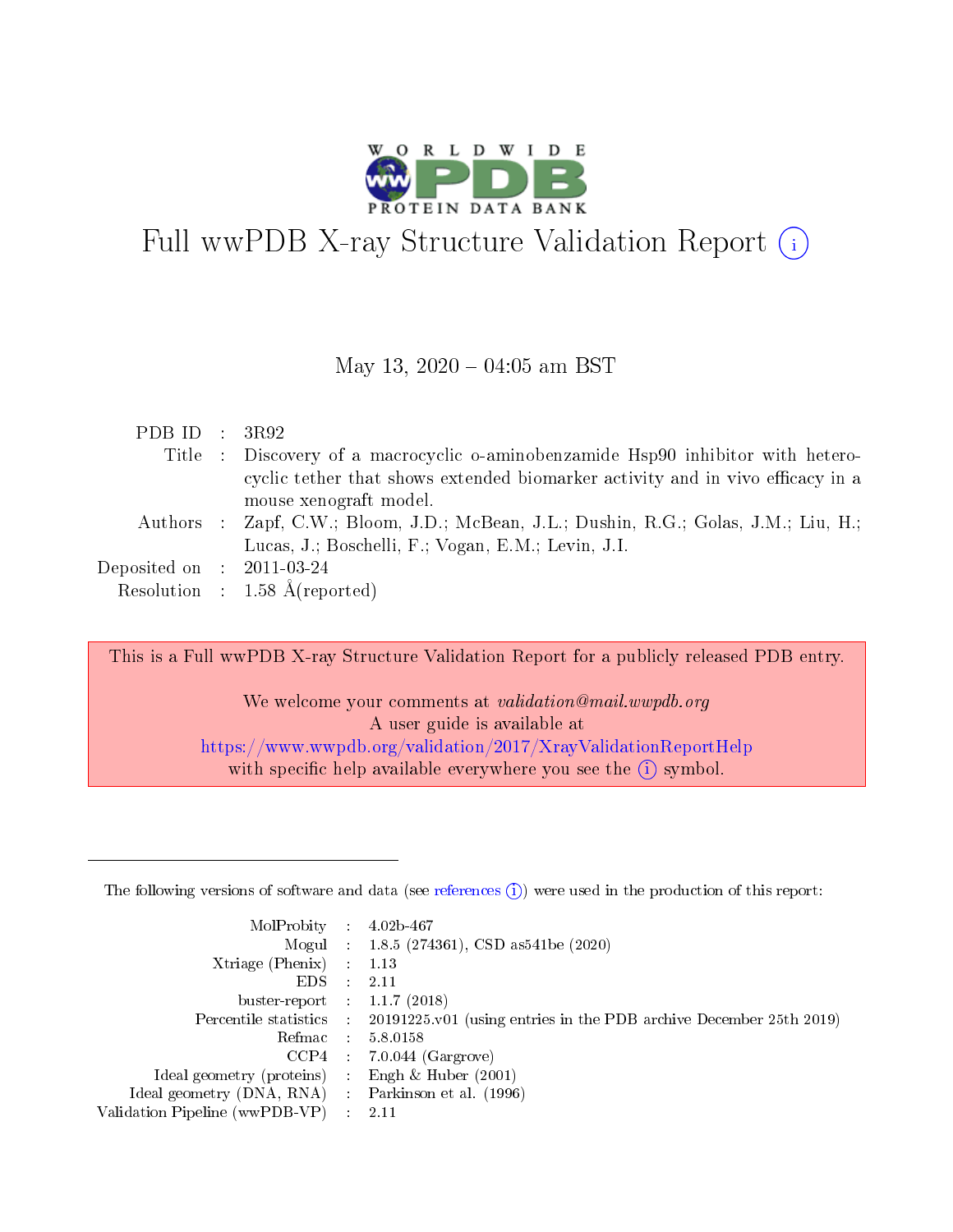# Full wwPDB X-ray Structure Validation Report (i)

May 13, 2020 – 04:05 am BST

| | | |
|---|---|---|
| PDB ID | : | 3R92 |
| Title | : | Discovery of a macrocyclic o-aminobenzamide Hsp90 inhibitor with heterocyclic tether that shows extended biomarker activity and in vivo efficacy in a mouse xenograft model. |
| Authors | : | Zapf, C.W.; Bloom, J.D.; McBean, J.L.; Dushin, R.G.; Golas, J.M.; Liu, H.; Lucas, J.; Boschelli, F.; Vogan, E.M.; Levin, J.I. |
| Deposited on | : | 2011-03-24 |
| Resolution | : | 1.58 Å(reported) |

This is a Full wwPDB X-ray Structure Validation Report for a publicly released PDB entry.

We welcome your comments at *validation@mail.wwpdb.org*
A user guide is available at
https://www.wwpdb.org/validation/2017/XrayValidationReportHelp
with specific help available everywhere you see the (i) symbol.

---

The following versions of software and data (see references (i)) were used in the production of this report:

| | | |
|---|---|---|
| MolProbity | : | 4.02b-467 |
| Mogul | : | 1.8.5 (274361), CSD as541be (2020) |
| Xtriage (Phenix) | : | 1.13 |
| EDS | : | 2.11 |
| buster-report | : | 1.1.7 (2018) |
| Percentile statistics | : | 20191225.v01 (using entries in the PDB archive December 25th 2019) |
| Refmac | : | 5.8.0158 |
| CCP4 | : | 7.0.044 (Gargrove) |
| Ideal geometry (proteins) | : | Engh & Huber (2001) |
| Ideal geometry (DNA, RNA) | : | Parkinson et al. (1996) |
| Validation Pipeline (wwPDB-VP) | : | 2.11 |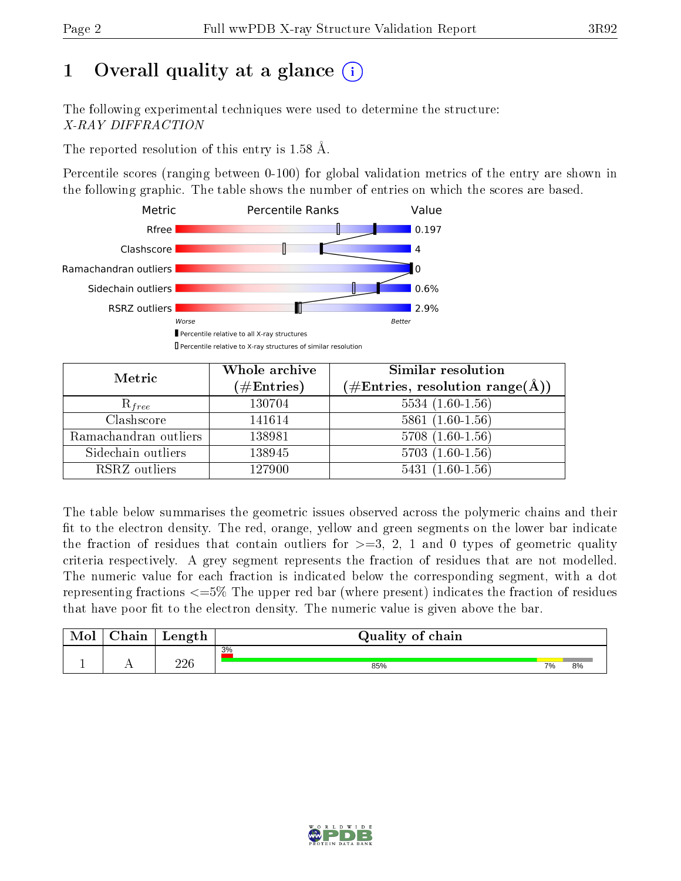# 1 Overall quality at a glance (i)

The following experimental techniques were used to determine the structure:
*X-RAY DIFFRACTION*

The reported resolution of this entry is 1.58 Å.

Percentile scores (ranging between 0-100) for global validation metrics of the entry are shown in the following graphic. The table shows the number of entries on which the scores are based.

| Metric | Value |
|---|---|
| Rfree | 0.197 |
| Clashscore | 4 |
| Ramachandran outliers | 0 |
| Sidechain outliers | 0.6% |
| RSRZ outliers | 2.9% |

Worse — Better

▮ Percentile relative to all X-ray structures
▯ Percentile relative to X-ray structures of similar resolution

| Metric | Whole archive (#Entries) | Similar resolution (#Entries, resolution range(Å)) |
|---|---|---|
| $R_{free}$ | 130704 | 5534 (1.60-1.56) |
| Clashscore | 141614 | 5861 (1.60-1.56) |
| Ramachandran outliers | 138981 | 5708 (1.60-1.56) |
| Sidechain outliers | 138945 | 5703 (1.60-1.56) |
| RSRZ outliers | 127900 | 5431 (1.60-1.56) |

The table below summarises the geometric issues observed across the polymeric chains and their fit to the electron density. The red, orange, yellow and green segments on the lower bar indicate the fraction of residues that contain outliers for >=3, 2, 1 and 0 types of geometric quality criteria respectively. A grey segment represents the fraction of residues that are not modelled. The numeric value for each fraction is indicated below the corresponding segment, with a dot representing fractions <=5% The upper red bar (where present) indicates the fraction of residues that have poor fit to the electron density. The numeric value is given above the bar.

| Mol | Chain | Length | Quality of chain |
|---|---|---|---|
| 1 | A | 226 | 3% / 85% · 7% · 8% |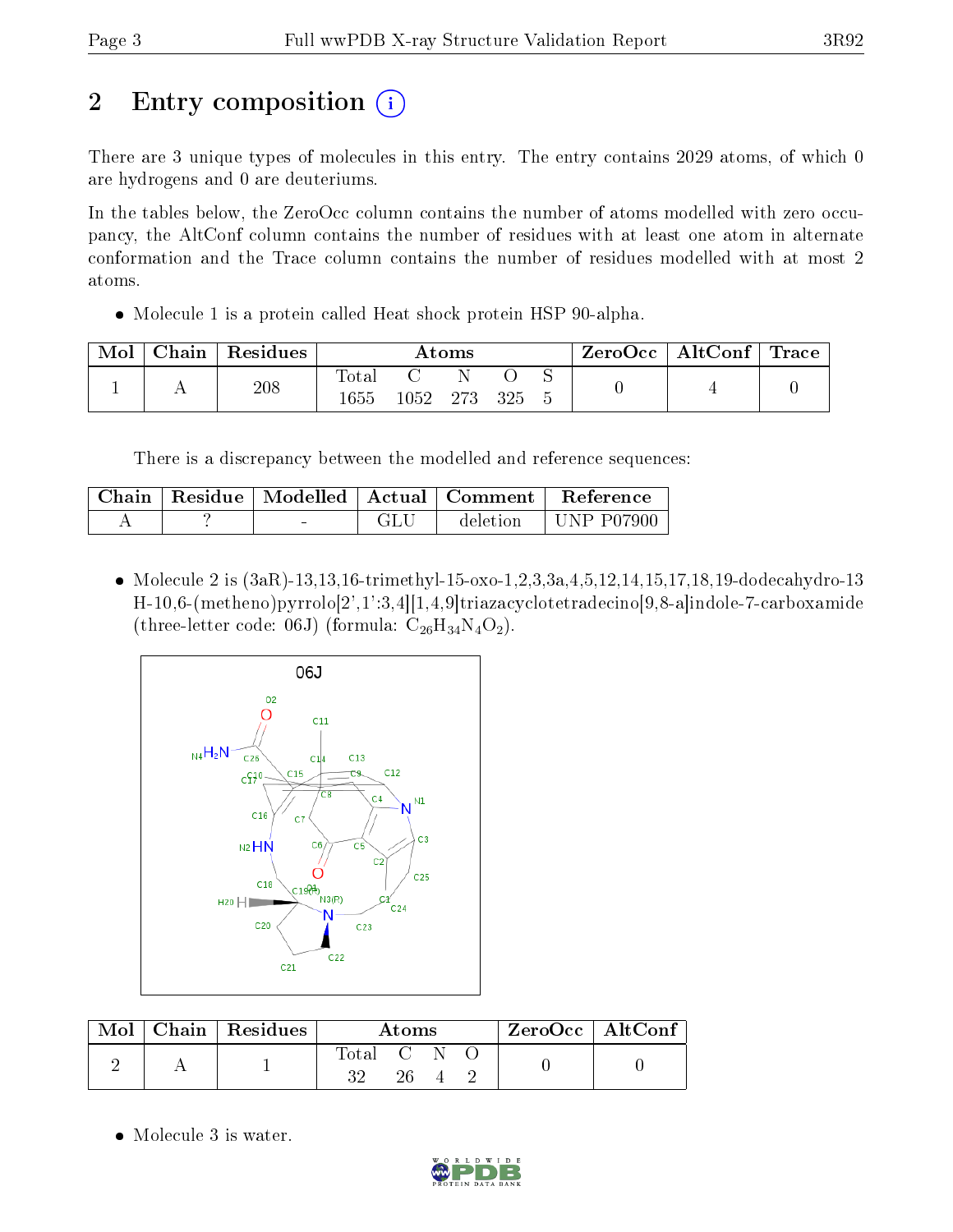# 2 Entry composition

There are 3 unique types of molecules in this entry. The entry contains 2029 atoms, of which 0 are hydrogens and 0 are deuteriums.

In the tables below, the ZeroOcc column contains the number of atoms modelled with zero occupancy, the AltConf column contains the number of residues with at least one atom in alternate conformation and the Trace column contains the number of residues modelled with at most 2 atoms.

- Molecule 1 is a protein called Heat shock protein HSP 90-alpha.

| Mol | Chain | Residues | Atoms | | | | | ZeroOcc | AltConf | Trace |
|---|---|---|---|---|---|---|---|---|---|---|
| 1 | A | 208 | Total 1655 | C 1052 | N 273 | O 325 | S 5 | 0 | 4 | 0 |

There is a discrepancy between the modelled and reference sequences:

| Chain | Residue | Modelled | Actual | Comment | Reference |
|---|---|---|---|---|---|
| A | ? | - | GLU | deletion | UNP P07900 |

- Molecule 2 is (3aR)-13,13,16-trimethyl-15-oxo-1,2,3,3a,4,5,12,14,15,17,18,19-dodecahydro-13H-10,6-(metheno)pyrrolo[2',1':3,4][1,4,9]triazacyclotetradecino[9,8-a]indole-7-carboxamide (three-letter code: 06J) (formula: $C_{26}H_{34}N_4O_2$).

| Mol | Chain | Residues | Atoms | | | | ZeroOcc | AltConf |
|---|---|---|---|---|---|---|---|---|
| 2 | A | 1 | Total 32 | C 26 | N 4 | O 2 | 0 | 0 |

- Molecule 3 is water.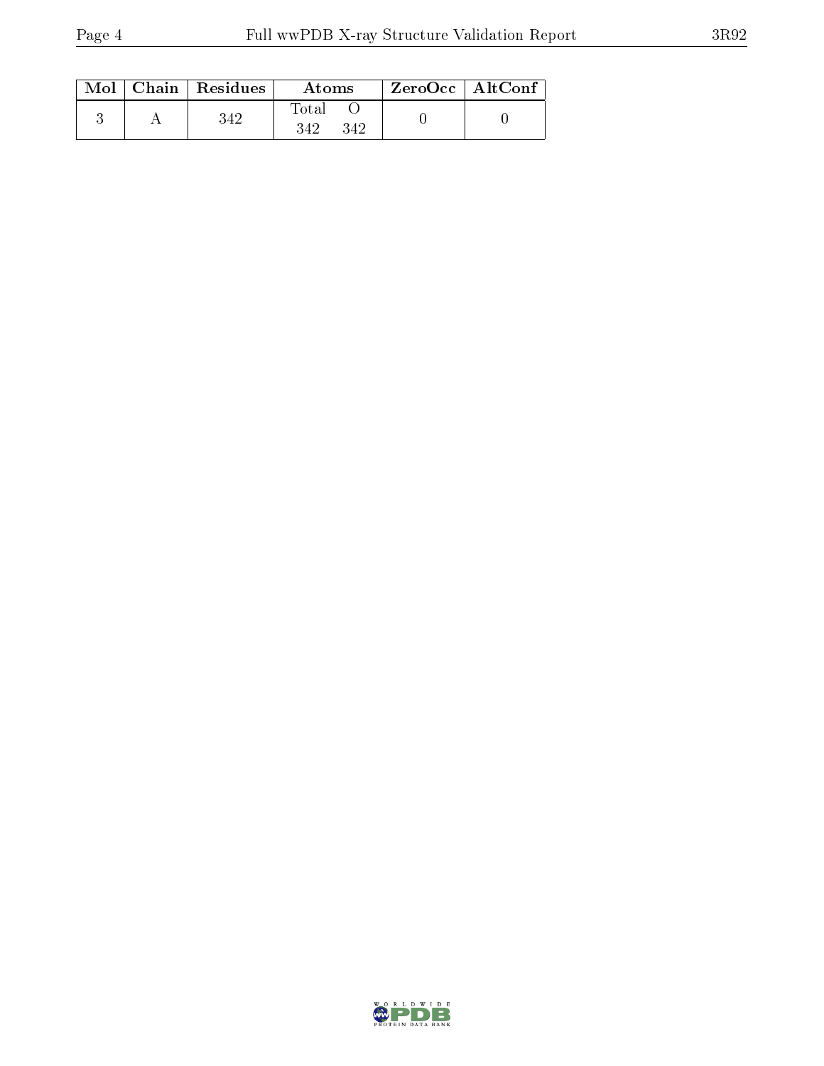| Mol | Chain | Residues | Atoms | | ZeroOcc | AltConf |
|---|---|---|---|---|---|---|
| | | | Total | O | | |
| 3 | A | 342 | 342 | 342 | 0 | 0 |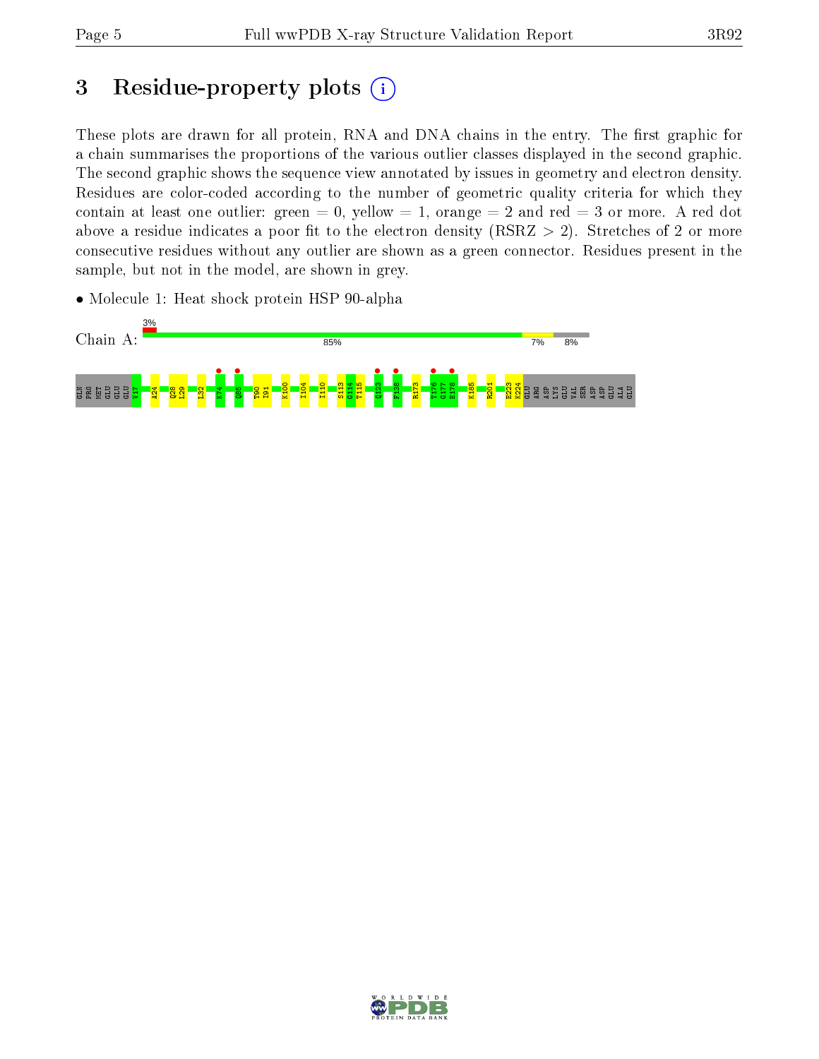# 3 Residue-property plots

These plots are drawn for all protein, RNA and DNA chains in the entry. The first graphic for a chain summarises the proportions of the various outlier classes displayed in the second graphic. The second graphic shows the sequence view annotated by issues in geometry and electron density. Residues are color-coded according to the number of geometric quality criteria for which they contain at least one outlier: green = 0, yellow = 1, orange = 2 and red = 3 or more. A red dot above a residue indicates a poor fit to the electron density (RSRZ > 2). Stretches of 2 or more consecutive residues without any outlier are shown as a green connector. Residues present in the sample, but not in the model, are shown in grey.

- Molecule 1: Heat shock protein HSP 90-alpha

Chain A: 3% | 85% | 7% | 8%

GLN PRO MET GLU GLU GLU V17 A24 Q28 L29 L32 K74 Q85 T90 I91 K100 I104 I110 S113 G114 T115 Q123 F138 R173 T176 G177 E178 K185 R201 E223 K224 GLU ARG ASP LYS GLU VAL SER ASP ASP GLU ALA GLU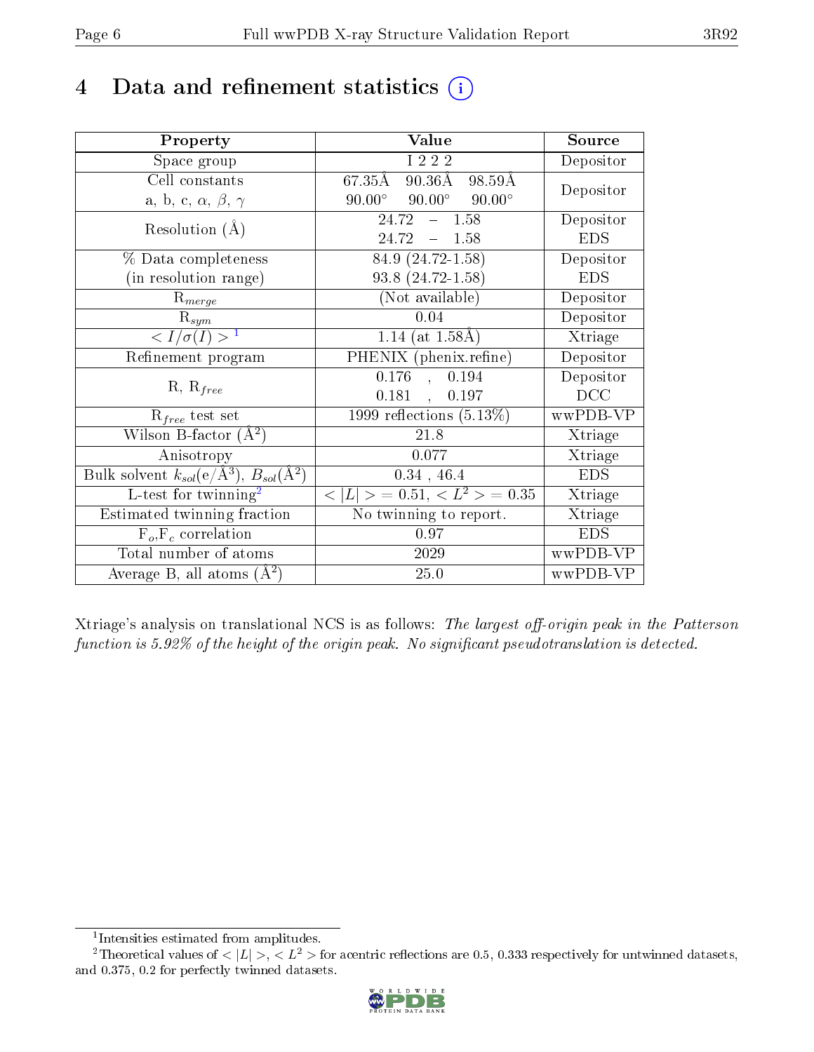# 4 Data and refinement statistics

| Property | Value | Source |
|---|---|---|
| Space group | I 2 2 2 | Depositor |
| Cell constants<br>a, b, c, $\alpha$, $\beta$, $\gamma$ | 67.35Å 90.36Å 98.59Å<br>90.00° 90.00° 90.00° | Depositor |
| Resolution (Å) | 24.72 – 1.58<br>24.72 – 1.58 | Depositor<br>EDS |
| % Data completeness<br>(in resolution range) | 84.9 (24.72-1.58)<br>93.8 (24.72-1.58) | Depositor<br>EDS |
| $R_{merge}$ | (Not available) | Depositor |
| $R_{sym}$ | 0.04 | Depositor |
| $< I/\sigma(I) >$ [1] | 1.14 (at 1.58Å) | Xtriage |
| Refinement program | PHENIX (phenix.refine) | Depositor |
| R, $R_{free}$ | 0.176 , 0.194<br>0.181 , 0.197 | Depositor<br>DCC |
| $R_{free}$ test set | 1999 reflections (5.13%) | wwPDB-VP |
| Wilson B-factor (Å$^2$) | 21.8 | Xtriage |
| Anisotropy | 0.077 | Xtriage |
| Bulk solvent $k_{sol}$(e/Å$^3$), $B_{sol}$(Å$^2$) | 0.34 , 46.4 | EDS |
| L-test for twinning[2] | $< \|L\| > = 0.51$, $< L^2 > = 0.35$ | Xtriage |
| Estimated twinning fraction | No twinning to report. | Xtriage |
| $F_o$,$F_c$ correlation | 0.97 | EDS |
| Total number of atoms | 2029 | wwPDB-VP |
| Average B, all atoms (Å$^2$) | 25.0 | wwPDB-VP |

Xtriage's analysis on translational NCS is as follows: *The largest off-origin peak in the Patterson function is 5.92% of the height of the origin peak. No significant pseudotranslation is detected.*

[1] Intensities estimated from amplitudes.

[2] Theoretical values of $< |L| >$, $< L^2 >$ for acentric reflections are 0.5, 0.333 respectively for untwinned datasets, and 0.375, 0.2 for perfectly twinned datasets.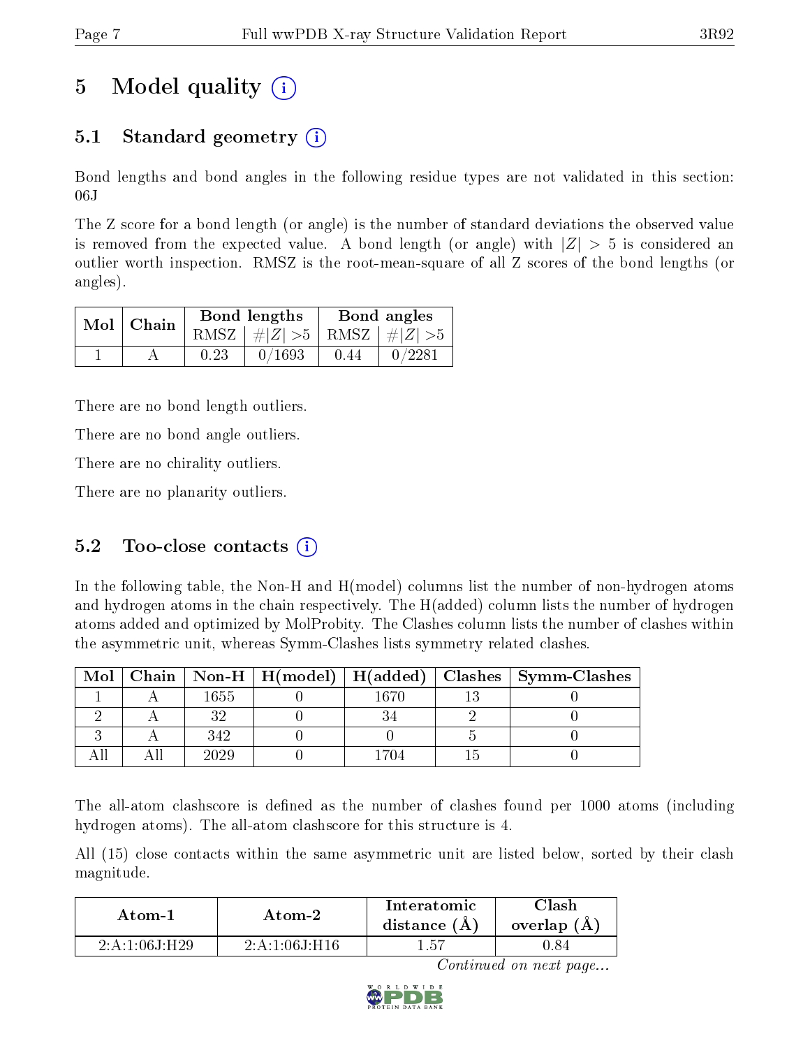# 5 Model quality

## 5.1 Standard geometry

Bond lengths and bond angles in the following residue types are not validated in this section: 06J

The Z score for a bond length (or angle) is the number of standard deviations the observed value is removed from the expected value. A bond length (or angle) with $|Z| > 5$ is considered an outlier worth inspection. RMSZ is the root-mean-square of all Z scores of the bond lengths (or angles).

| Mol | Chain | Bond lengths | | Bond angles | |
|---|---|---|---|---|---|
| | | RMSZ | $\#|Z| > 5$ | RMSZ | $\#|Z| > 5$ |
| 1 | A | 0.23 | 0/1693 | 0.44 | 0/2281 |

There are no bond length outliers.

There are no bond angle outliers.

There are no chirality outliers.

There are no planarity outliers.

## 5.2 Too-close contacts

In the following table, the Non-H and H(model) columns list the number of non-hydrogen atoms and hydrogen atoms in the chain respectively. The H(added) column lists the number of hydrogen atoms added and optimized by MolProbity. The Clashes column lists the number of clashes within the asymmetric unit, whereas Symm-Clashes lists symmetry related clashes.

| Mol | Chain | Non-H | H(model) | H(added) | Clashes | Symm-Clashes |
|---|---|---|---|---|---|---|
| 1 | A | 1655 | 0 | 1670 | 13 | 0 |
| 2 | A | 32 | 0 | 34 | 2 | 0 |
| 3 | A | 342 | 0 | 0 | 5 | 0 |
| All | All | 2029 | 0 | 1704 | 15 | 0 |

The all-atom clashscore is defined as the number of clashes found per 1000 atoms (including hydrogen atoms). The all-atom clashscore for this structure is 4.

All (15) close contacts within the same asymmetric unit are listed below, sorted by their clash magnitude.

| Atom-1 | Atom-2 | Interatomic distance (Å) | Clash overlap (Å) |
|---|---|---|---|
| 2:A:1:06J:H29 | 2:A:1:06J:H16 | 1.57 | 0.84 |

*Continued on next page...*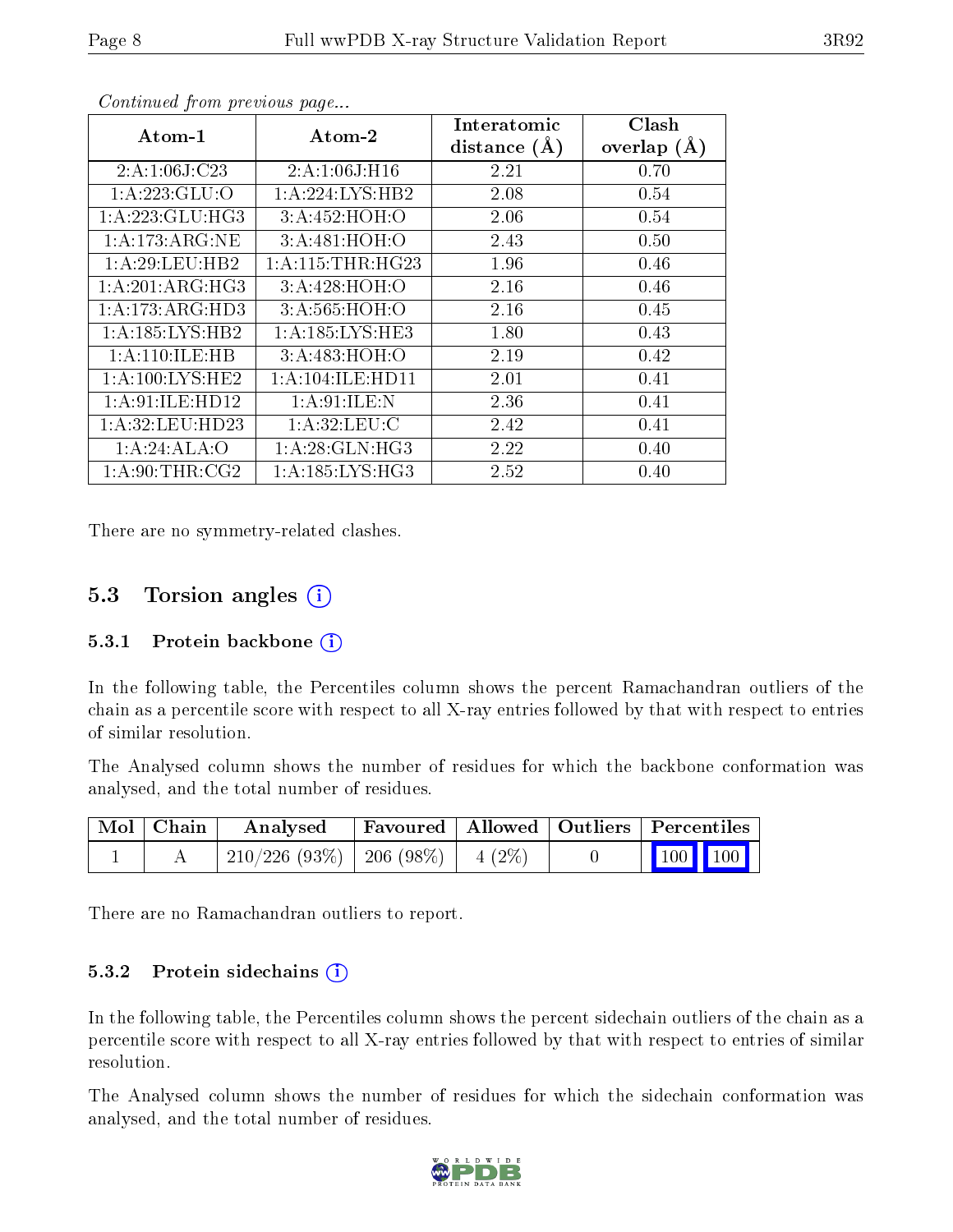*Continued from previous page...*

| Atom-1 | Atom-2 | Interatomic distance (Å) | Clash overlap (Å) |
|---|---|---|---|
| 2:A:1:06J:C23 | 2:A:1:06J:H16 | 2.21 | 0.70 |
| 1:A:223:GLU:O | 1:A:224:LYS:HB2 | 2.08 | 0.54 |
| 1:A:223:GLU:HG3 | 3:A:452:HOH:O | 2.06 | 0.54 |
| 1:A:173:ARG:NE | 3:A:481:HOH:O | 2.43 | 0.50 |
| 1:A:29:LEU:HB2 | 1:A:115:THR:HG23 | 1.96 | 0.46 |
| 1:A:201:ARG:HG3 | 3:A:428:HOH:O | 2.16 | 0.46 |
| 1:A:173:ARG:HD3 | 3:A:565:HOH:O | 2.16 | 0.45 |
| 1:A:185:LYS:HB2 | 1:A:185:LYS:HE3 | 1.80 | 0.43 |
| 1:A:110:ILE:HB | 3:A:483:HOH:O | 2.19 | 0.42 |
| 1:A:100:LYS:HE2 | 1:A:104:ILE:HD11 | 2.01 | 0.41 |
| 1:A:91:ILE:HD12 | 1:A:91:ILE:N | 2.36 | 0.41 |
| 1:A:32:LEU:HD23 | 1:A:32:LEU:C | 2.42 | 0.41 |
| 1:A:24:ALA:O | 1:A:28:GLN:HG3 | 2.22 | 0.40 |
| 1:A:90:THR:CG2 | 1:A:185:LYS:HG3 | 2.52 | 0.40 |

There are no symmetry-related clashes.

## 5.3 Torsion angles (i)

### 5.3.1 Protein backbone (i)

In the following table, the Percentiles column shows the percent Ramachandran outliers of the chain as a percentile score with respect to all X-ray entries followed by that with respect to entries of similar resolution.

The Analysed column shows the number of residues for which the backbone conformation was analysed, and the total number of residues.

| Mol | Chain | Analysed | Favoured | Allowed | Outliers | Percentiles | |
|---|---|---|---|---|---|---|---|
| 1 | A | 210/226 (93%) | 206 (98%) | 4 (2%) | 0 | 100 | 100 |

There are no Ramachandran outliers to report.

### 5.3.2 Protein sidechains (i)

In the following table, the Percentiles column shows the percent sidechain outliers of the chain as a percentile score with respect to all X-ray entries followed by that with respect to entries of similar resolution.

The Analysed column shows the number of residues for which the sidechain conformation was analysed, and the total number of residues.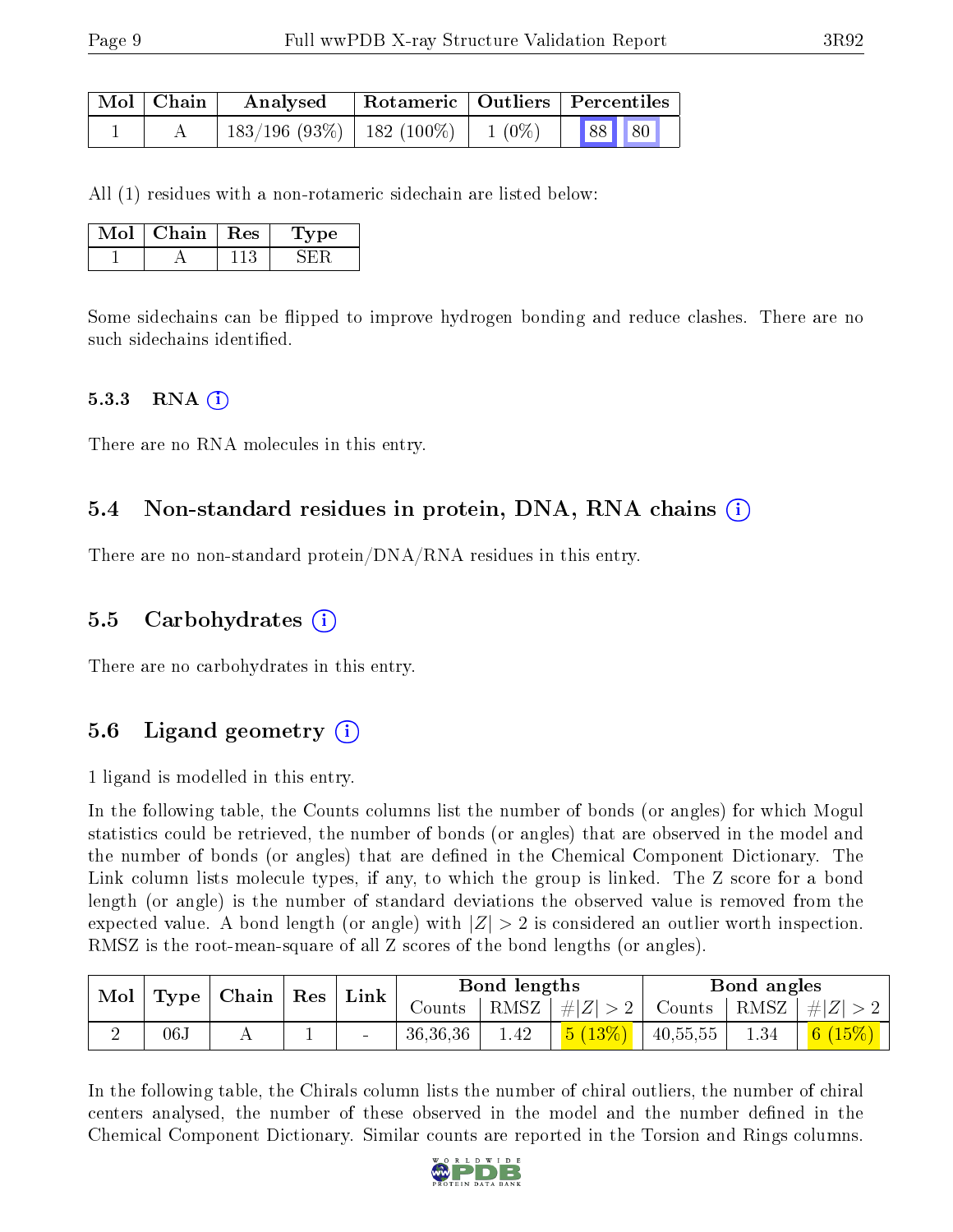| Mol | Chain | Analysed | Rotameric | Outliers | Percentiles | |
|---|---|---|---|---|---|---|
| 1 | A | 183/196 (93%) | 182 (100%) | 1 (0%) | 88 | 80 |

All (1) residues with a non-rotameric sidechain are listed below:

| Mol | Chain | Res | Type |
|---|---|---|---|
| 1 | A | 113 | SER |

Some sidechains can be flipped to improve hydrogen bonding and reduce clashes. There are no such sidechains identified.

#### 5.3.3 RNA

There are no RNA molecules in this entry.

### 5.4 Non-standard residues in protein, DNA, RNA chains

There are no non-standard protein/DNA/RNA residues in this entry.

### 5.5 Carbohydrates

There are no carbohydrates in this entry.

### 5.6 Ligand geometry

1 ligand is modelled in this entry.

In the following table, the Counts columns list the number of bonds (or angles) for which Mogul statistics could be retrieved, the number of bonds (or angles) that are observed in the model and the number of bonds (or angles) that are defined in the Chemical Component Dictionary. The Link column lists molecule types, if any, to which the group is linked. The Z score for a bond length (or angle) is the number of standard deviations the observed value is removed from the expected value. A bond length (or angle) with $|Z| > 2$ is considered an outlier worth inspection. RMSZ is the root-mean-square of all Z scores of the bond lengths (or angles).

| Mol | Type | Chain | Res | Link | Bond lengths | | | Bond angles | | |
|---|---|---|---|---|---|---|---|---|---|---|
| | | | | | Counts | RMSZ | $\#\|Z\| > 2$ | Counts | RMSZ | $\#\|Z\| > 2$ |
| 2 | 06J | A | 1 | - | 36,36,36 | 1.42 | 5 (13%) | 40,55,55 | 1.34 | 6 (15%) |

In the following table, the Chirals column lists the number of chiral outliers, the number of chiral centers analysed, the number of these observed in the model and the number defined in the Chemical Component Dictionary. Similar counts are reported in the Torsion and Rings columns.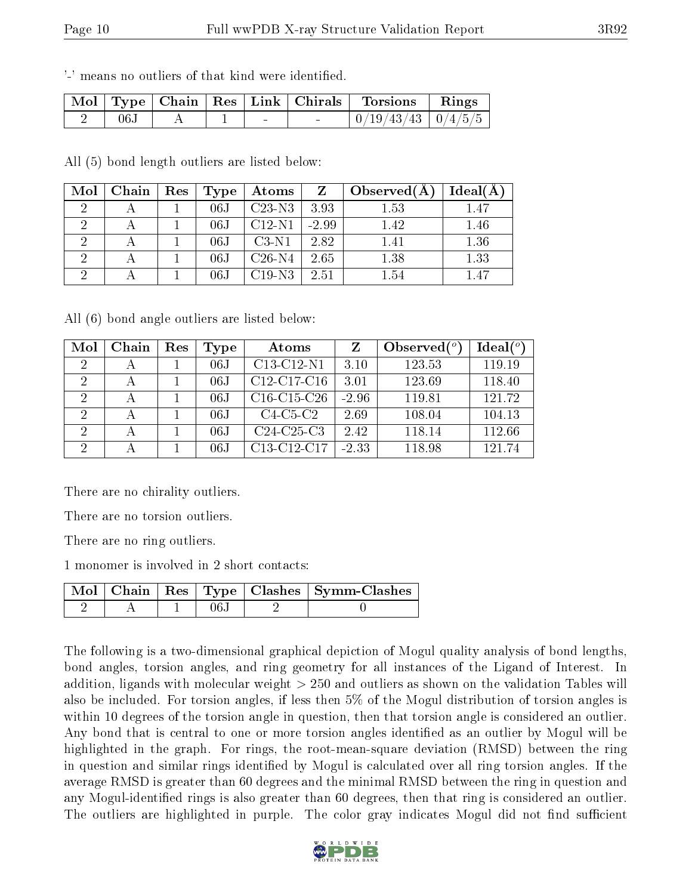'-' means no outliers of that kind were identified.

| Mol | Type | Chain | Res | Link | Chirals | Torsions | Rings |
|---|---|---|---|---|---|---|---|
| 2 | 06J | A | 1 | - | - | 0/19/43/43 | 0/4/5/5 |

All (5) bond length outliers are listed below:

| Mol | Chain | Res | Type | Atoms | Z | Observed(Å) | Ideal(Å) |
|---|---|---|---|---|---|---|---|
| 2 | A | 1 | 06J | C23-N3 | 3.93 | 1.53 | 1.47 |
| 2 | A | 1 | 06J | C12-N1 | -2.99 | 1.42 | 1.46 |
| 2 | A | 1 | 06J | C3-N1 | 2.82 | 1.41 | 1.36 |
| 2 | A | 1 | 06J | C26-N4 | 2.65 | 1.38 | 1.33 |
| 2 | A | 1 | 06J | C19-N3 | 2.51 | 1.54 | 1.47 |

All (6) bond angle outliers are listed below:

| Mol | Chain | Res | Type | Atoms | Z | Observed(°) | Ideal(°) |
|---|---|---|---|---|---|---|---|
| 2 | A | 1 | 06J | C13-C12-N1 | 3.10 | 123.53 | 119.19 |
| 2 | A | 1 | 06J | C12-C17-C16 | 3.01 | 123.69 | 118.40 |
| 2 | A | 1 | 06J | C16-C15-C26 | -2.96 | 119.81 | 121.72 |
| 2 | A | 1 | 06J | C4-C5-C2 | 2.69 | 108.04 | 104.13 |
| 2 | A | 1 | 06J | C24-C25-C3 | 2.42 | 118.14 | 112.66 |
| 2 | A | 1 | 06J | C13-C12-C17 | -2.33 | 118.98 | 121.74 |

There are no chirality outliers.

There are no torsion outliers.

There are no ring outliers.

1 monomer is involved in 2 short contacts:

| Mol | Chain | Res | Type | Clashes | Symm-Clashes |
|---|---|---|---|---|---|
| 2 | A | 1 | 06J | 2 | 0 |

The following is a two-dimensional graphical depiction of Mogul quality analysis of bond lengths, bond angles, torsion angles, and ring geometry for all instances of the Ligand of Interest. In addition, ligands with molecular weight > 250 and outliers as shown on the validation Tables will also be included. For torsion angles, if less then 5% of the Mogul distribution of torsion angles is within 10 degrees of the torsion angle in question, then that torsion angle is considered an outlier. Any bond that is central to one or more torsion angles identified as an outlier by Mogul will be highlighted in the graph. For rings, the root-mean-square deviation (RMSD) between the ring in question and similar rings identified by Mogul is calculated over all ring torsion angles. If the average RMSD is greater than 60 degrees and the minimal RMSD between the ring in question and any Mogul-identified rings is also greater than 60 degrees, then that ring is considered an outlier. The outliers are highlighted in purple. The color gray indicates Mogul did not find sufficient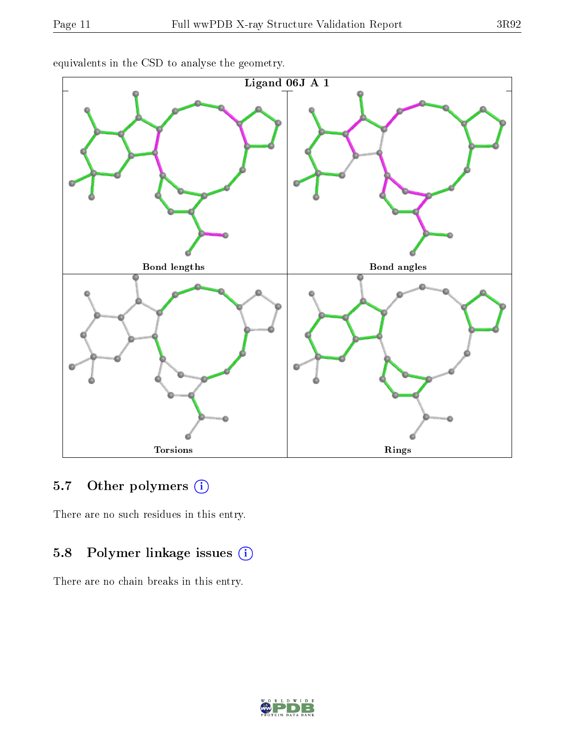equivalents in the CSD to analyse the geometry.

Ligand 06J A 1

Bond lengths

Bond angles

Torsions

Rings

## 5.7 Other polymers

There are no such residues in this entry.

## 5.8 Polymer linkage issues

There are no chain breaks in this entry.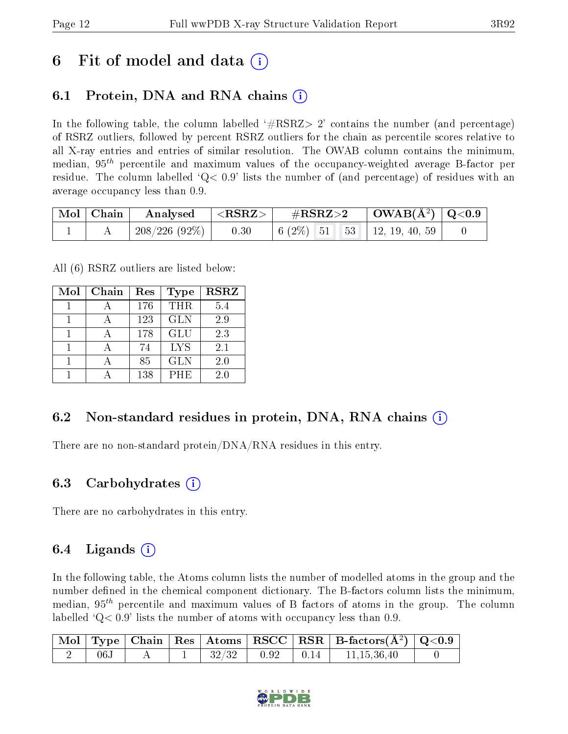# 6 Fit of model and data

## 6.1 Protein, DNA and RNA chains

In the following table, the column labelled '#RSRZ> 2' contains the number (and percentage) of RSRZ outliers, followed by percent RSRZ outliers for the chain as percentile scores relative to all X-ray entries and entries of similar resolution. The OWAB column contains the minimum, median, $95^{th}$ percentile and maximum values of the occupancy-weighted average B-factor per residue. The column labelled 'Q< 0.9' lists the number of (and percentage) of residues with an average occupancy less than 0.9.

| Mol | Chain | Analysed | <RSRZ> | #RSRZ>2 | | | OWAB(Å²) | Q<0.9 |
|---|---|---|---|---|---|---|---|---|
| 1 | A | 208/226 (92%) | 0.30 | 6 (2%) | 51 | 53 | 12, 19, 40, 59 | 0 |

All (6) RSRZ outliers are listed below:

| Mol | Chain | Res | Type | RSRZ |
|---|---|---|---|---|
| 1 | A | 176 | THR | 5.4 |
| 1 | A | 123 | GLN | 2.9 |
| 1 | A | 178 | GLU | 2.3 |
| 1 | A | 74 | LYS | 2.1 |
| 1 | A | 85 | GLN | 2.0 |
| 1 | A | 138 | PHE | 2.0 |

## 6.2 Non-standard residues in protein, DNA, RNA chains

There are no non-standard protein/DNA/RNA residues in this entry.

## 6.3 Carbohydrates

There are no carbohydrates in this entry.

## 6.4 Ligands

In the following table, the Atoms column lists the number of modelled atoms in the group and the number defined in the chemical component dictionary. The B-factors column lists the minimum, median, $95^{th}$ percentile and maximum values of B factors of atoms in the group. The column labelled 'Q< 0.9' lists the number of atoms with occupancy less than 0.9.

| Mol | Type | Chain | Res | Atoms | RSCC | RSR | B-factors(Å²) | Q<0.9 |
|---|---|---|---|---|---|---|---|---|
| 2 | 06J | A | 1 | 32/32 | 0.92 | 0.14 | 11,15,36,40 | 0 |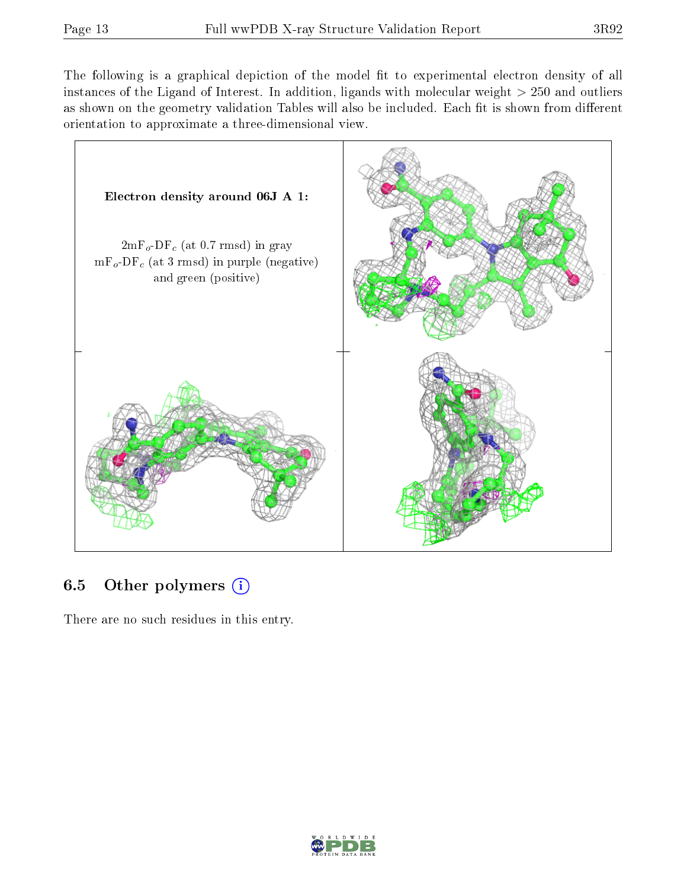The following is a graphical depiction of the model fit to experimental electron density of all instances of the Ligand of Interest. In addition, ligands with molecular weight > 250 and outliers as shown on the geometry validation Tables will also be included. Each fit is shown from different orientation to approximate a three-dimensional view.

**Electron density around 06J A 1:**

$2mF_o$-$DF_c$ (at 0.7 rmsd) in gray
$mF_o$-$DF_c$ (at 3 rmsd) in purple (negative)
and green (positive)

## 6.5 Other polymers

There are no such residues in this entry.